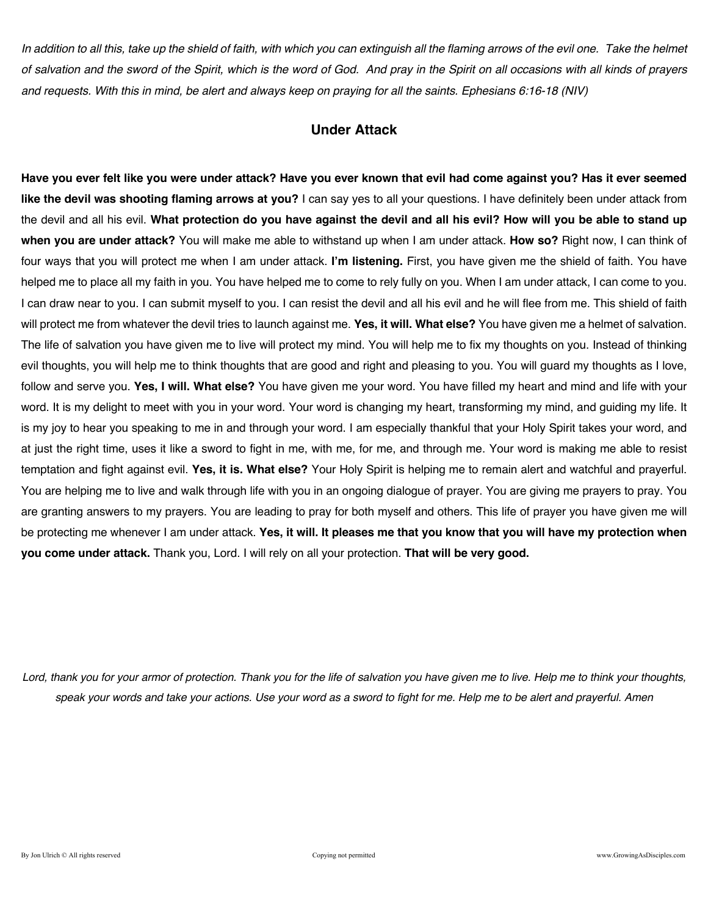*In addition to all this, take up the shield of faith, with which you can extinguish all the flaming arrows of the evil one. Take the helmet of salvation and the sword of the Spirit, which is the word of God. And pray in the Spirit on all occasions with all kinds of prayers and requests. With this in mind, be alert and always keep on praying for all the saints. Ephesians 6:16-18 (NIV)*

## Under Attack

**Have you ever felt like you were under attack? Have you ever known that evil had come against you? Has it ever seemed like the devil was shooting flaming arrows at you?** I can say yes to all your questions. I have definitely been under attack from the devil and all his evil. **What protection do you have against the devil and all his evil? How will you be able to stand up when you are under attack?** You will make me able to withstand up when I am under attack. **How so?** Right now, I can think of four ways that you will protect me when I am under attack. **I'm listening.** First, you have given me the shield of faith. You have helped me to place all my faith in you. You have helped me to come to rely fully on you. When I am under attack, I can come to you. I can draw near to you. I can submit myself to you. I can resist the devil and all his evil and he will flee from me. This shield of faith will protect me from whatever the devil tries to launch against me. **Yes, it will. What else?** You have given me a helmet of salvation. The life of salvation you have given me to live will protect my mind. You will help me to fix my thoughts on you. Instead of thinking evil thoughts, you will help me to think thoughts that are good and right and pleasing to you. You will guard my thoughts as I love, follow and serve you. **Yes, I will. What else?** You have given me your word. You have filled my heart and mind and life with your word. It is my delight to meet with you in your word. Your word is changing my heart, transforming my mind, and guiding my life. It is my joy to hear you speaking to me in and through your word. I am especially thankful that your Holy Spirit takes your word, and at just the right time, uses it like a sword to fight in me, with me, for me, and through me. Your word is making me able to resist temptation and fight against evil. **Yes, it is. What else?** Your Holy Spirit is helping me to remain alert and watchful and prayerful. You are helping me to live and walk through life with you in an ongoing dialogue of prayer. You are giving me prayers to pray. You are granting answers to my prayers. You are leading to pray for both myself and others. This life of prayer you have given me will be protecting me whenever I am under attack. **Yes, it will. It pleases me that you know that you will have my protection when you come under attack.** Thank you, Lord. I will rely on all your protection. **That will be very good.**

*Lord, thank you for your armor of protection. Thank you for the life of salvation you have given me to live. Help me to think your thoughts, speak your words and take your actions. Use your word as a sword to fight for me. Help me to be alert and prayerful. Amen*

By Jon Ulrich © All rights reserved — Copying not permitted — www.GrowingAsDisciples.com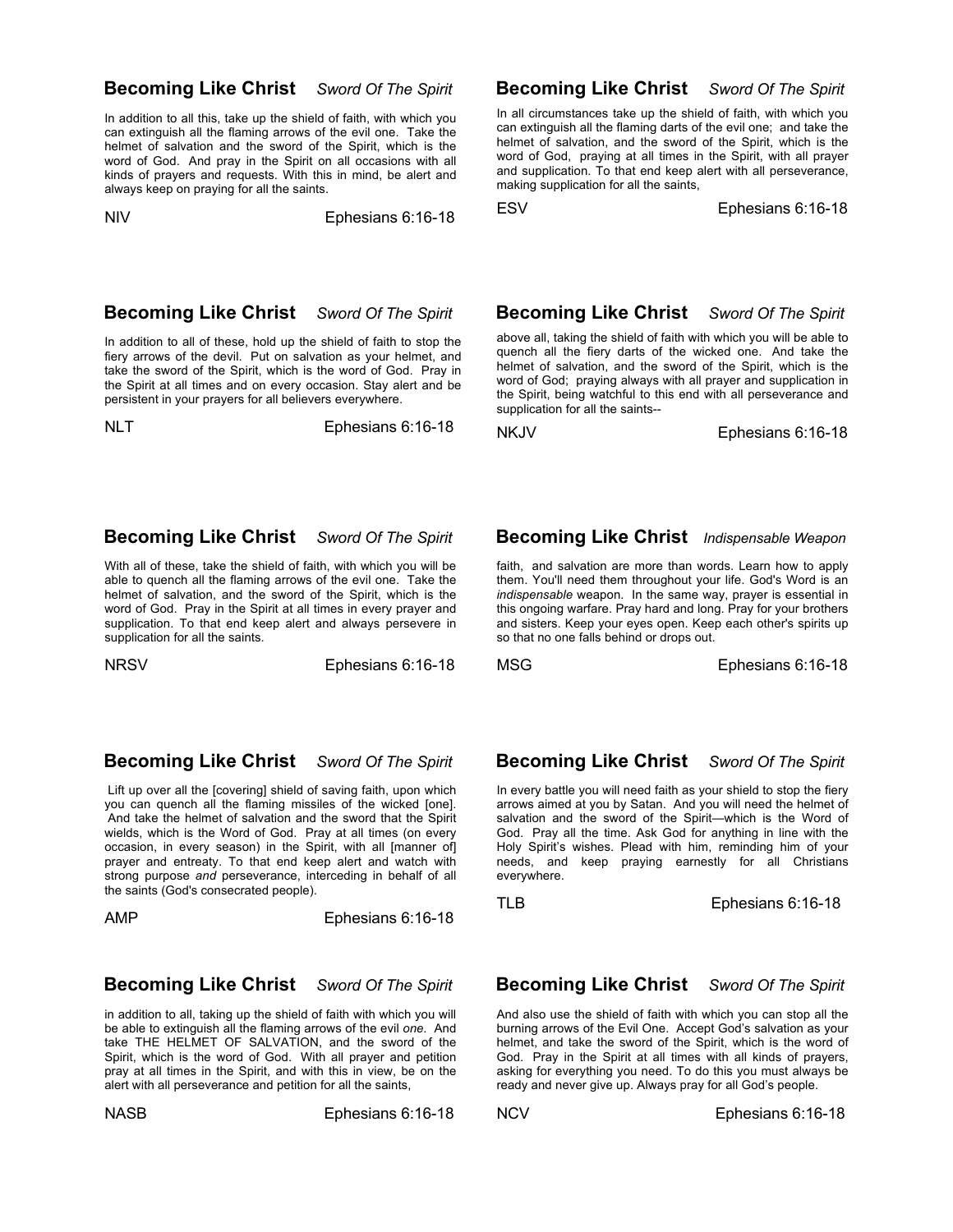## Becoming Like Christ *Sword Of The Spirit*

In addition to all this, take up the shield of faith, with which you can extinguish all the flaming arrows of the evil one. Take the helmet of salvation and the sword of the Spirit, which is the word of God. And pray in the Spirit on all occasions with all kinds of prayers and requests. With this in mind, be alert and always keep on praying for all the saints.

NIV Ephesians 6:16-18

## Becoming Like Christ *Sword Of The Spirit*

In all circumstances take up the shield of faith, with which you can extinguish all the flaming darts of the evil one; and take the helmet of salvation, and the sword of the Spirit, which is the word of God, praying at all times in the Spirit, with all prayer and supplication. To that end keep alert with all perseverance, making supplication for all the saints,

ESV Ephesians 6:16-18

## Becoming Like Christ *Sword Of The Spirit*

In addition to all of these, hold up the shield of faith to stop the fiery arrows of the devil. Put on salvation as your helmet, and take the sword of the Spirit, which is the word of God. Pray in the Spirit at all times and on every occasion. Stay alert and be persistent in your prayers for all believers everywhere.

NLT Ephesians 6:16-18

## Becoming Like Christ *Sword Of The Spirit*

above all, taking the shield of faith with which you will be able to quench all the fiery darts of the wicked one. And take the helmet of salvation, and the sword of the Spirit, which is the word of God; praying always with all prayer and supplication in the Spirit, being watchful to this end with all perseverance and supplication for all the saints--

NKJV Ephesians 6:16-18

## Becoming Like Christ *Sword Of The Spirit*

With all of these, take the shield of faith, with which you will be able to quench all the flaming arrows of the evil one. Take the helmet of salvation, and the sword of the Spirit, which is the word of God. Pray in the Spirit at all times in every prayer and supplication. To that end keep alert and always persevere in supplication for all the saints.

NRSV Ephesians 6:16-18

## Becoming Like Christ *Indispensable Weapon*

faith, and salvation are more than words. Learn how to apply them. You'll need them throughout your life. God's Word is an *indispensable* weapon. In the same way, prayer is essential in this ongoing warfare. Pray hard and long. Pray for your brothers and sisters. Keep your eyes open. Keep each other's spirits up so that no one falls behind or drops out.

MSG Ephesians 6:16-18

## Becoming Like Christ *Sword Of The Spirit*

Lift up over all the [covering] shield of saving faith, upon which you can quench all the flaming missiles of the wicked [one]. And take the helmet of salvation and the sword that the Spirit wields, which is the Word of God. Pray at all times (on every occasion, in every season) in the Spirit, with all [manner of] prayer and entreaty. To that end keep alert and watch with strong purpose *and* perseverance, interceding in behalf of all the saints (God's consecrated people).

AMP Ephesians 6:16-18

## Becoming Like Christ *Sword Of The Spirit*

In every battle you will need faith as your shield to stop the fiery arrows aimed at you by Satan. And you will need the helmet of salvation and the sword of the Spirit—which is the Word of God. Pray all the time. Ask God for anything in line with the Holy Spirit's wishes. Plead with him, reminding him of your needs, and keep praying earnestly for all Christians everywhere.

TLB Ephesians 6:16-18

## Becoming Like Christ *Sword Of The Spirit*

in addition to all, taking up the shield of faith with which you will be able to extinguish all the flaming arrows of the evil *one.* And take THE HELMET OF SALVATION, and the sword of the Spirit, which is the word of God. With all prayer and petition pray at all times in the Spirit, and with this in view, be on the alert with all perseverance and petition for all the saints,

NASB Ephesians 6:16-18

## Becoming Like Christ *Sword Of The Spirit*

And also use the shield of faith with which you can stop all the burning arrows of the Evil One. Accept God's salvation as your helmet, and take the sword of the Spirit, which is the word of God. Pray in the Spirit at all times with all kinds of prayers, asking for everything you need. To do this you must always be ready and never give up. Always pray for all God's people.

NCV Ephesians 6:16-18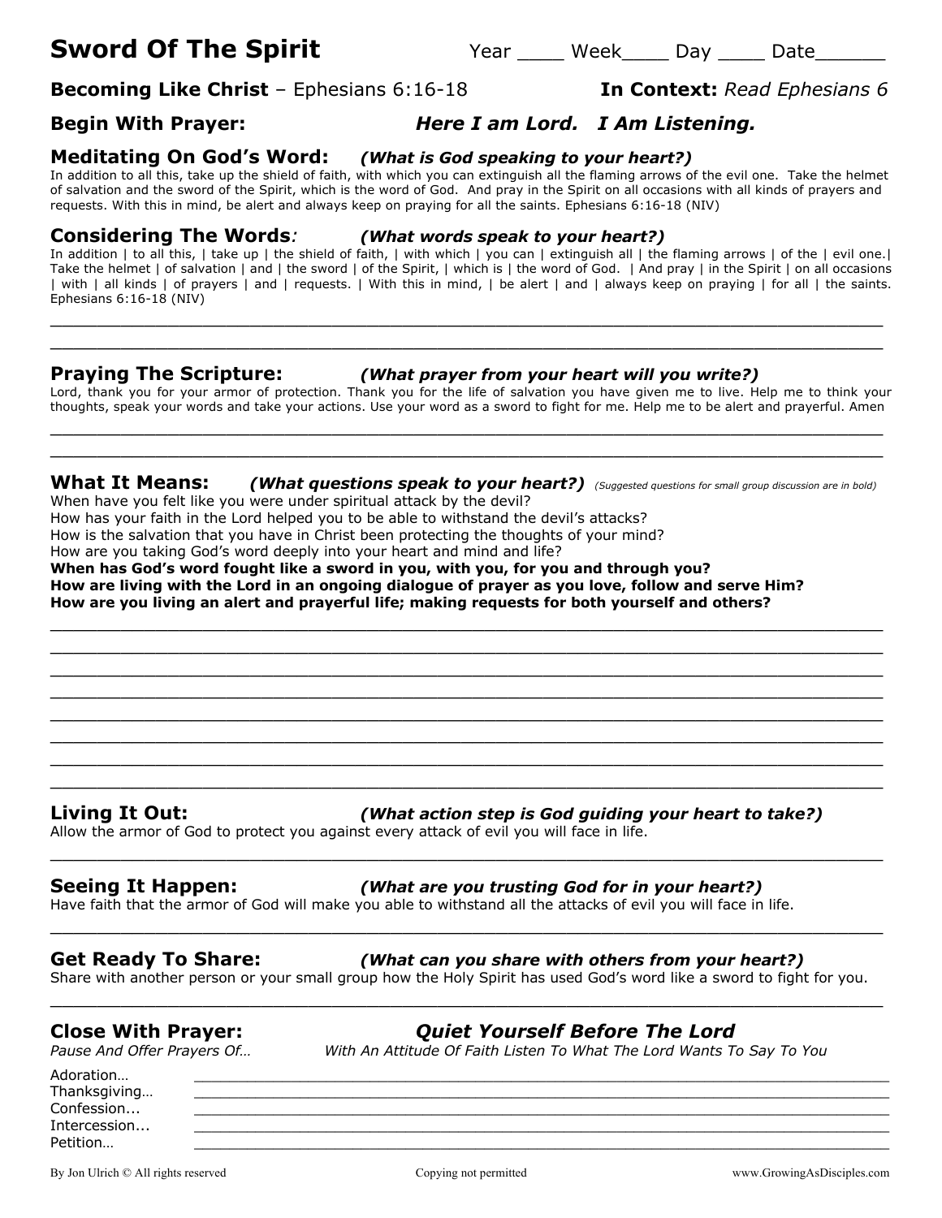# Sword Of The Spirit

Year ____ Week____ Day ____ Date______

**Becoming Like Christ** – Ephesians 6:16-18 **In Context:** *Read Ephesians 6*

## Begin With Prayer: *Here I am Lord. I Am Listening.*

## Meditating On God's Word: *(What is God speaking to your heart?)*

In addition to all this, take up the shield of faith, with which you can extinguish all the flaming arrows of the evil one. Take the helmet of salvation and the sword of the Spirit, which is the word of God. And pray in the Spirit on all occasions with all kinds of prayers and requests. With this in mind, be alert and always keep on praying for all the saints. Ephesians 6:16-18 (NIV)

## Considering The Words: *(What words speak to your heart?)*

In addition | to all this, | take up | the shield of faith, | with which | you can | extinguish all | the flaming arrows | of the | evil one.| Take the helmet | of salvation | and | the sword | of the Spirit, | which is | the word of God. | And pray | in the Spirit | on all occasions | with | all kinds | of prayers | and | requests. | With this in mind, | be alert | and | always keep on praying | for all | the saints. Ephesians 6:16-18 (NIV)

________________________________________________________________________________

________________________________________________________________________________

## Praying The Scripture: *(What prayer from your heart will you write?)*

Lord, thank you for your armor of protection. Thank you for the life of salvation you have given me to live. Help me to think your thoughts, speak your words and take your actions. Use your word as a sword to fight for me. Help me to be alert and prayerful. Amen

________________________________________________________________________________

________________________________________________________________________________

## What It Means: *(What questions speak to your heart?)* *(Suggested questions for small group discussion are in bold)*

When have you felt like you were under spiritual attack by the devil?
How has your faith in the Lord helped you to be able to withstand the devil's attacks?
How is the salvation that you have in Christ been protecting the thoughts of your mind?
How are you taking God's word deeply into your heart and mind and life?
**When has God's word fought like a sword in you, with you, for you and through you?**
**How are living with the Lord in an ongoing dialogue of prayer as you love, follow and serve Him?**
**How are you living an alert and prayerful life; making requests for both yourself and others?**

________________________________________________________________________________

________________________________________________________________________________

________________________________________________________________________________

________________________________________________________________________________

________________________________________________________________________________

________________________________________________________________________________

________________________________________________________________________________

________________________________________________________________________________

## Living It Out: *(What action step is God guiding your heart to take?)*

Allow the armor of God to protect you against every attack of evil you will face in life.

________________________________________________________________________________

## Seeing It Happen: *(What are you trusting God for in your heart?)*

Have faith that the armor of God will make you able to withstand all the attacks of evil you will face in life.

________________________________________________________________________________

## Get Ready To Share: *(What can you share with others from your heart?)*

Share with another person or your small group how the Holy Spirit has used God's word like a sword to fight for you.

________________________________________________________________________________

## Close With Prayer: *Quiet Yourself Before The Lord*

*Pause And Offer Prayers Of…* *With An Attitude Of Faith Listen To What The Lord Wants To Say To You*

Adoration… ____________________________________________________________________
Thanksgiving… __________________________________________________________________
Confession... ___________________________________________________________________
Intercession... __________________________________________________________________
Petition… ______________________________________________________________________

By Jon Ulrich © All rights reserved Copying not permitted www.GrowingAsDisciples.com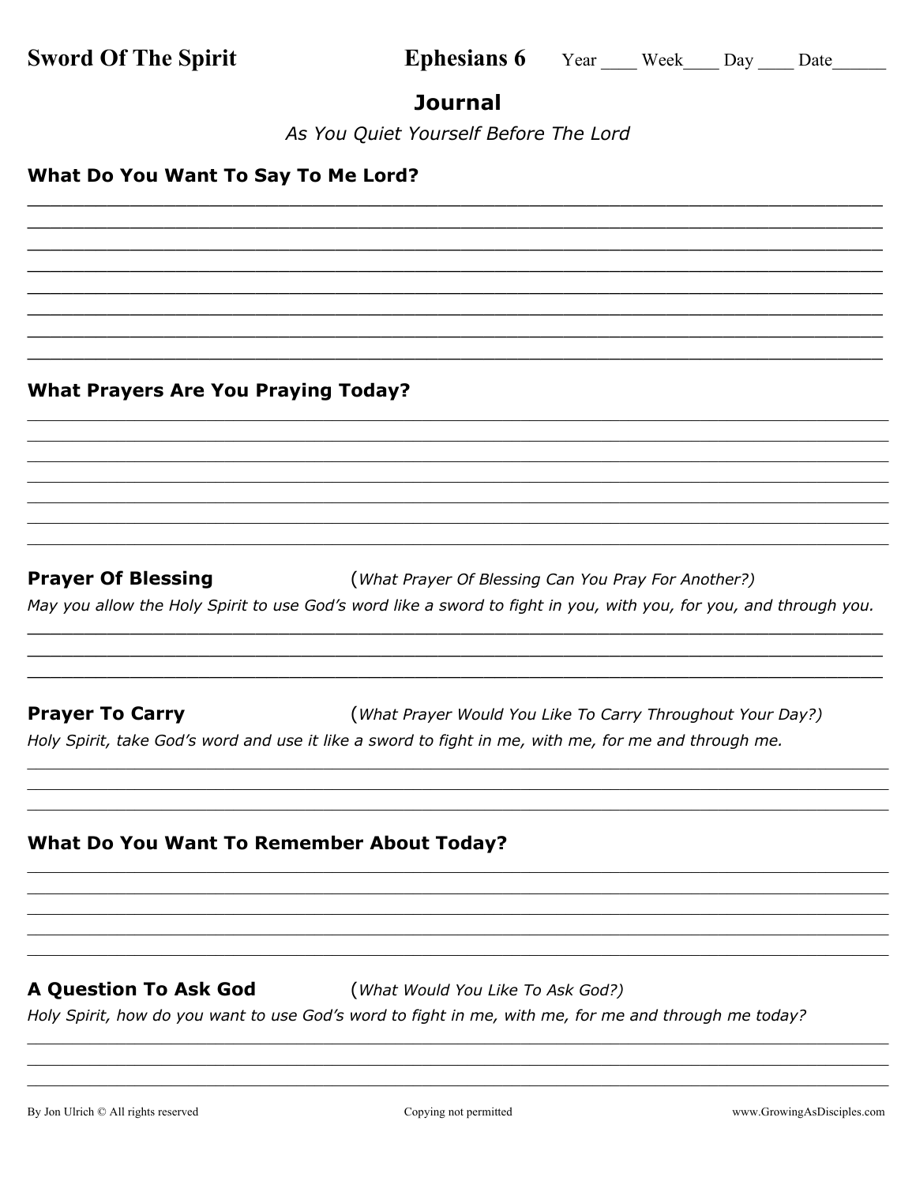**Sword Of The Spirit** **Ephesians 6** Year ____ Week____ Day ____ Date______

## Journal

*As You Quiet Yourself Before The Lord*

### What Do You Want To Say To Me Lord?

________________________________________________________________________________
________________________________________________________________________________
________________________________________________________________________________
________________________________________________________________________________
________________________________________________________________________________
________________________________________________________________________________
________________________________________________________________________________
________________________________________________________________________________

### What Prayers Are You Praying Today?

________________________________________________________________________________
________________________________________________________________________________
________________________________________________________________________________
________________________________________________________________________________
________________________________________________________________________________
________________________________________________________________________________
________________________________________________________________________________

### Prayer Of Blessing

(*What Prayer Of Blessing Can You Pray For Another?)*

*May you allow the Holy Spirit to use God's word like a sword to fight in you, with you, for you, and through you.*

________________________________________________________________________________
________________________________________________________________________________
________________________________________________________________________________

### Prayer To Carry

(*What Prayer Would You Like To Carry Throughout Your Day?)*

*Holy Spirit, take God's word and use it like a sword to fight in me, with me, for me and through me.*

________________________________________________________________________________
________________________________________________________________________________
________________________________________________________________________________

### What Do You Want To Remember About Today?

________________________________________________________________________________
________________________________________________________________________________
________________________________________________________________________________
________________________________________________________________________________
________________________________________________________________________________

### A Question To Ask God

(*What Would You Like To Ask God?)*

*Holy Spirit, how do you want to use God's word to fight in me, with me, for me and through me today?*

________________________________________________________________________________
________________________________________________________________________________
________________________________________________________________________________

By Jon Ulrich © All rights reserved Copying not permitted www.GrowingAsDisciples.com